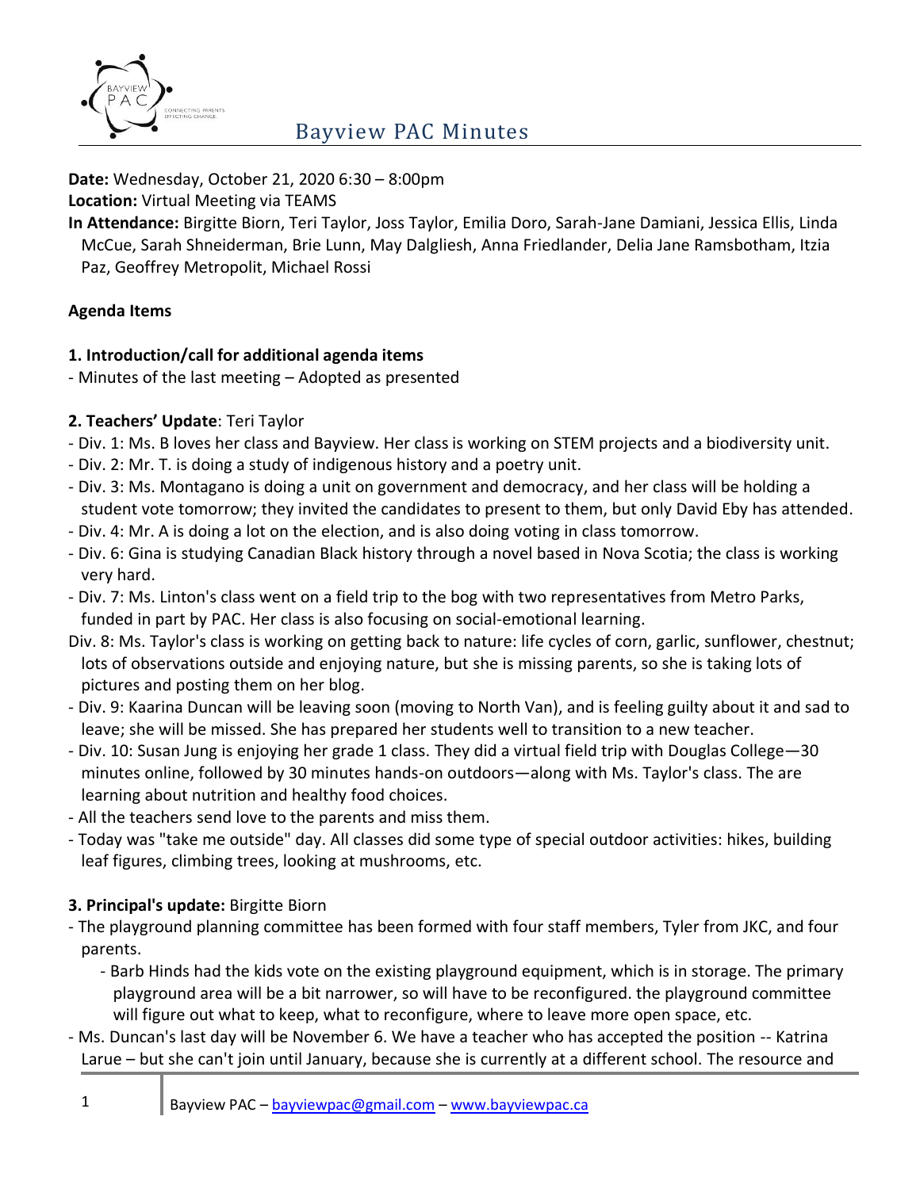# Bayview PAC Minutes

**Date:** Wednesday, October 21, 2020 6:30 – 8:00pm
**Location:** Virtual Meeting via TEAMS
**In Attendance:** Birgitte Biorn, Teri Taylor, Joss Taylor, Emilia Doro, Sarah-Jane Damiani, Jessica Ellis, Linda McCue, Sarah Shneiderman, Brie Lunn, May Dalgliesh, Anna Friedlander, Delia Jane Ramsbotham, Itzia Paz, Geoffrey Metropolit, Michael Rossi

**Agenda Items**

**1. Introduction/call for additional agenda items**
- Minutes of the last meeting – Adopted as presented

**2. Teachers' Update**: Teri Taylor
- Div. 1: Ms. B loves her class and Bayview. Her class is working on STEM projects and a biodiversity unit.
- Div. 2: Mr. T. is doing a study of indigenous history and a poetry unit.
- Div. 3: Ms. Montagano is doing a unit on government and democracy, and her class will be holding a student vote tomorrow; they invited the candidates to present to them, but only David Eby has attended.
- Div. 4: Mr. A is doing a lot on the election, and is also doing voting in class tomorrow.
- Div. 6: Gina is studying Canadian Black history through a novel based in Nova Scotia; the class is working very hard.
- Div. 7: Ms. Linton's class went on a field trip to the bog with two representatives from Metro Parks, funded in part by PAC. Her class is also focusing on social-emotional learning.

Div. 8: Ms. Taylor's class is working on getting back to nature: life cycles of corn, garlic, sunflower, chestnut; lots of observations outside and enjoying nature, but she is missing parents, so she is taking lots of pictures and posting them on her blog.
- Div. 9: Kaarina Duncan will be leaving soon (moving to North Van), and is feeling guilty about it and sad to leave; she will be missed. She has prepared her students well to transition to a new teacher.
- Div. 10: Susan Jung is enjoying her grade 1 class. They did a virtual field trip with Douglas College—30 minutes online, followed by 30 minutes hands-on outdoors—along with Ms. Taylor's class. The are learning about nutrition and healthy food choices.
- All the teachers send love to the parents and miss them.
- Today was "take me outside" day. All classes did some type of special outdoor activities: hikes, building leaf figures, climbing trees, looking at mushrooms, etc.

**3. Principal's update:** Birgitte Biorn
- The playground planning committee has been formed with four staff members, Tyler from JKC, and four parents.
  - Barb Hinds had the kids vote on the existing playground equipment, which is in storage. The primary playground area will be a bit narrower, so will have to be reconfigured. the playground committee will figure out what to keep, what to reconfigure, where to leave more open space, etc.
- Ms. Duncan's last day will be November 6. We have a teacher who has accepted the position -- Katrina Larue – but she can't join until January, because she is currently at a different school. The resource and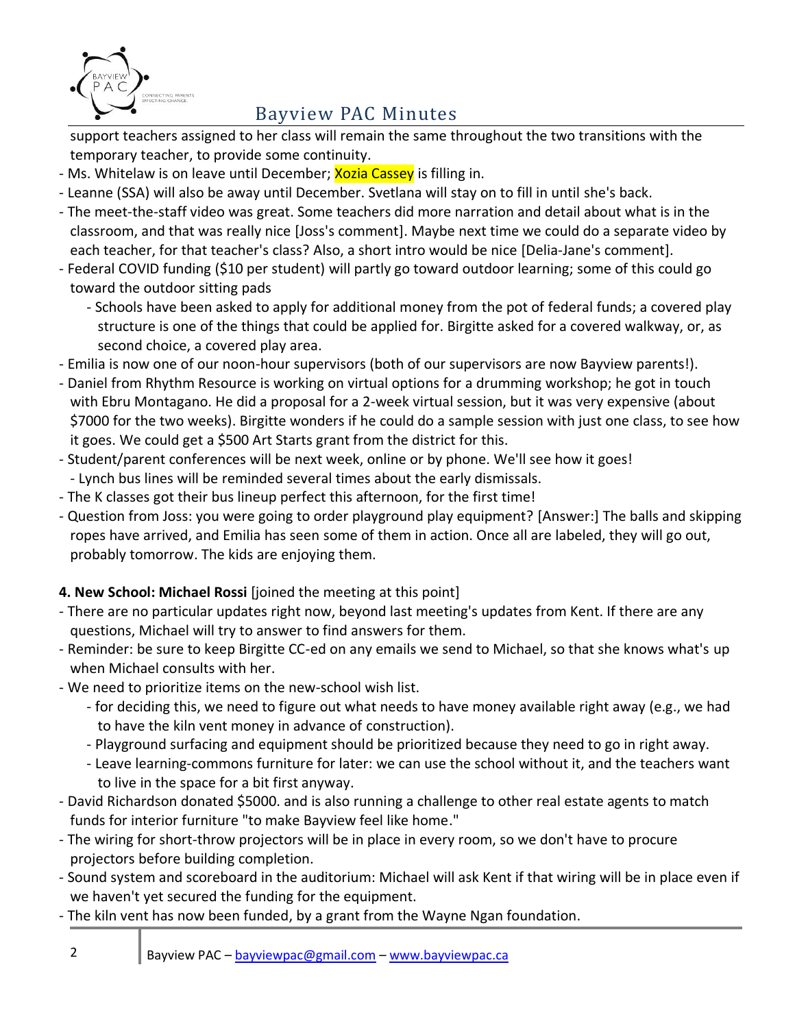support teachers assigned to her class will remain the same throughout the two transitions with the temporary teacher, to provide some continuity.

- Ms. Whitelaw is on leave until December; Xozia Cassey is filling in.
- Leanne (SSA) will also be away until December. Svetlana will stay on to fill in until she's back.
- The meet-the-staff video was great. Some teachers did more narration and detail about what is in the classroom, and that was really nice [Joss's comment]. Maybe next time we could do a separate video by each teacher, for that teacher's class? Also, a short intro would be nice [Delia-Jane's comment].
- Federal COVID funding ($10 per student) will partly go toward outdoor learning; some of this could go toward the outdoor sitting pads
  - Schools have been asked to apply for additional money from the pot of federal funds; a covered play structure is one of the things that could be applied for. Birgitte asked for a covered walkway, or, as second choice, a covered play area.
- Emilia is now one of our noon-hour supervisors (both of our supervisors are now Bayview parents!).
- Daniel from Rhythm Resource is working on virtual options for a drumming workshop; he got in touch with Ebru Montagano. He did a proposal for a 2-week virtual session, but it was very expensive (about $7000 for the two weeks). Birgitte wonders if he could do a sample session with just one class, to see how it goes. We could get a $500 Art Starts grant from the district for this.
- Student/parent conferences will be next week, online or by phone. We'll see how it goes!
  - Lynch bus lines will be reminded several times about the early dismissals.
- The K classes got their bus lineup perfect this afternoon, for the first time!
- Question from Joss: you were going to order playground play equipment? [Answer:] The balls and skipping ropes have arrived, and Emilia has seen some of them in action. Once all are labeled, they will go out, probably tomorrow. The kids are enjoying them.

**4. New School: Michael Rossi** [joined the meeting at this point]

- There are no particular updates right now, beyond last meeting's updates from Kent. If there are any questions, Michael will try to answer to find answers for them.
- Reminder: be sure to keep Birgitte CC-ed on any emails we send to Michael, so that she knows what's up when Michael consults with her.
- We need to prioritize items on the new-school wish list.
  - for deciding this, we need to figure out what needs to have money available right away (e.g., we had to have the kiln vent money in advance of construction).
  - Playground surfacing and equipment should be prioritized because they need to go in right away.
  - Leave learning-commons furniture for later: we can use the school without it, and the teachers want to live in the space for a bit first anyway.
- David Richardson donated $5000. and is also running a challenge to other real estate agents to match funds for interior furniture "to make Bayview feel like home."
- The wiring for short-throw projectors will be in place in every room, so we don't have to procure projectors before building completion.
- Sound system and scoreboard in the auditorium: Michael will ask Kent if that wiring will be in place even if we haven't yet secured the funding for the equipment.
- The kiln vent has now been funded, by a grant from the Wayne Ngan foundation.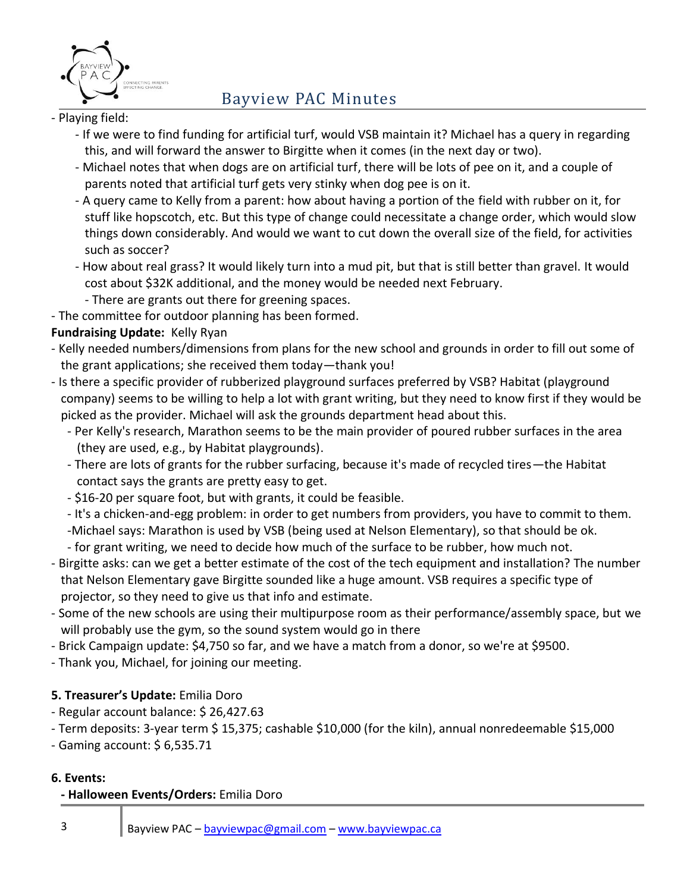- Playing field:
  - If we were to find funding for artificial turf, would VSB maintain it? Michael has a query in regarding this, and will forward the answer to Birgitte when it comes (in the next day or two).
  - Michael notes that when dogs are on artificial turf, there will be lots of pee on it, and a couple of parents noted that artificial turf gets very stinky when dog pee is on it.
  - A query came to Kelly from a parent: how about having a portion of the field with rubber on it, for stuff like hopscotch, etc. But this type of change could necessitate a change order, which would slow things down considerably. And would we want to cut down the overall size of the field, for activities such as soccer?
  - How about real grass? It would likely turn into a mud pit, but that is still better than gravel. It would cost about $32K additional, and the money would be needed next February.
    - There are grants out there for greening spaces.
- The committee for outdoor planning has been formed.

**Fundraising Update:** Kelly Ryan

- Kelly needed numbers/dimensions from plans for the new school and grounds in order to fill out some of the grant applications; she received them today—thank you!
- Is there a specific provider of rubberized playground surfaces preferred by VSB? Habitat (playground company) seems to be willing to help a lot with grant writing, but they need to know first if they would be picked as the provider. Michael will ask the grounds department head about this.
  - Per Kelly's research, Marathon seems to be the main provider of poured rubber surfaces in the area (they are used, e.g., by Habitat playgrounds).
  - There are lots of grants for the rubber surfacing, because it's made of recycled tires—the Habitat contact says the grants are pretty easy to get.
  - $16-20 per square foot, but with grants, it could be feasible.
  - It's a chicken-and-egg problem: in order to get numbers from providers, you have to commit to them.
  - Michael says: Marathon is used by VSB (being used at Nelson Elementary), so that should be ok.
  - for grant writing, we need to decide how much of the surface to be rubber, how much not.
- Birgitte asks: can we get a better estimate of the cost of the tech equipment and installation? The number that Nelson Elementary gave Birgitte sounded like a huge amount. VSB requires a specific type of projector, so they need to give us that info and estimate.
- Some of the new schools are using their multipurpose room as their performance/assembly space, but we will probably use the gym, so the sound system would go in there
- Brick Campaign update: $4,750 so far, and we have a match from a donor, so we're at $9500.
- Thank you, Michael, for joining our meeting.

**5. Treasurer's Update:** Emilia Doro

- Regular account balance: $ 26,427.63
- Term deposits: 3-year term $ 15,375; cashable $10,000 (for the kiln), annual nonredeemable $15,000
- Gaming account: $ 6,535.71

**6. Events:**

**- Halloween Events/Orders:** Emilia Doro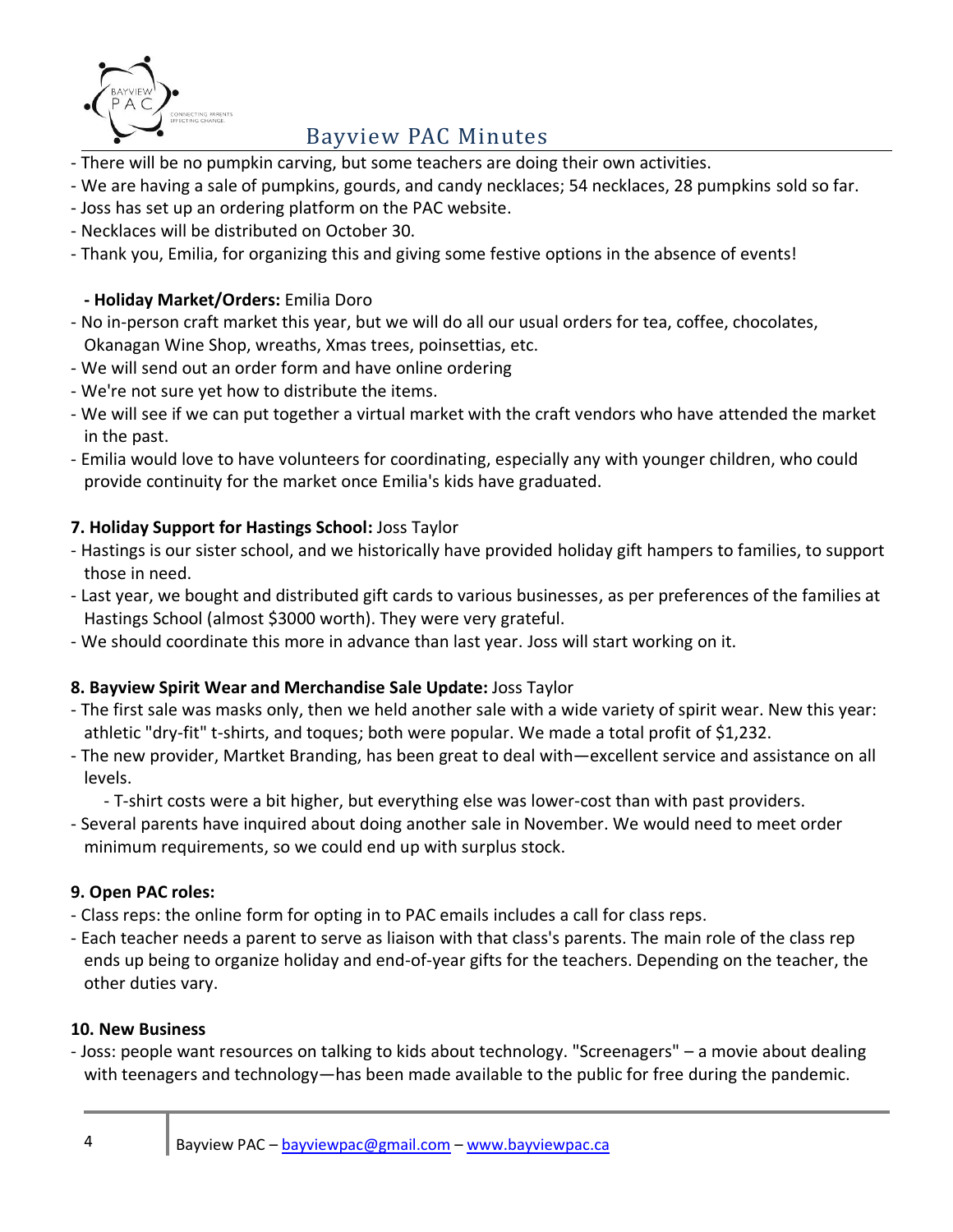- There will be no pumpkin carving, but some teachers are doing their own activities.
- We are having a sale of pumpkins, gourds, and candy necklaces; 54 necklaces, 28 pumpkins sold so far.
- Joss has set up an ordering platform on the PAC website.
- Necklaces will be distributed on October 30.
- Thank you, Emilia, for organizing this and giving some festive options in the absence of events!

**- Holiday Market/Orders:** Emilia Doro

- No in-person craft market this year, but we will do all our usual orders for tea, coffee, chocolates, Okanagan Wine Shop, wreaths, Xmas trees, poinsettias, etc.
- We will send out an order form and have online ordering
- We're not sure yet how to distribute the items.
- We will see if we can put together a virtual market with the craft vendors who have attended the market in the past.
- Emilia would love to have volunteers for coordinating, especially any with younger children, who could provide continuity for the market once Emilia's kids have graduated.

**7. Holiday Support for Hastings School:** Joss Taylor

- Hastings is our sister school, and we historically have provided holiday gift hampers to families, to support those in need.
- Last year, we bought and distributed gift cards to various businesses, as per preferences of the families at Hastings School (almost $3000 worth). They were very grateful.
- We should coordinate this more in advance than last year. Joss will start working on it.

**8. Bayview Spirit Wear and Merchandise Sale Update:** Joss Taylor

- The first sale was masks only, then we held another sale with a wide variety of spirit wear. New this year: athletic "dry-fit" t-shirts, and toques; both were popular. We made a total profit of $1,232.
- The new provider, Martket Branding, has been great to deal with—excellent service and assistance on all levels.
    - T-shirt costs were a bit higher, but everything else was lower-cost than with past providers.
- Several parents have inquired about doing another sale in November. We would need to meet order minimum requirements, so we could end up with surplus stock.

**9. Open PAC roles:**

- Class reps: the online form for opting in to PAC emails includes a call for class reps.
- Each teacher needs a parent to serve as liaison with that class's parents. The main role of the class rep ends up being to organize holiday and end-of-year gifts for the teachers. Depending on the teacher, the other duties vary.

**10. New Business**

- Joss: people want resources on talking to kids about technology. "Screenagers" – a movie about dealing with teenagers and technology—has been made available to the public for free during the pandemic.